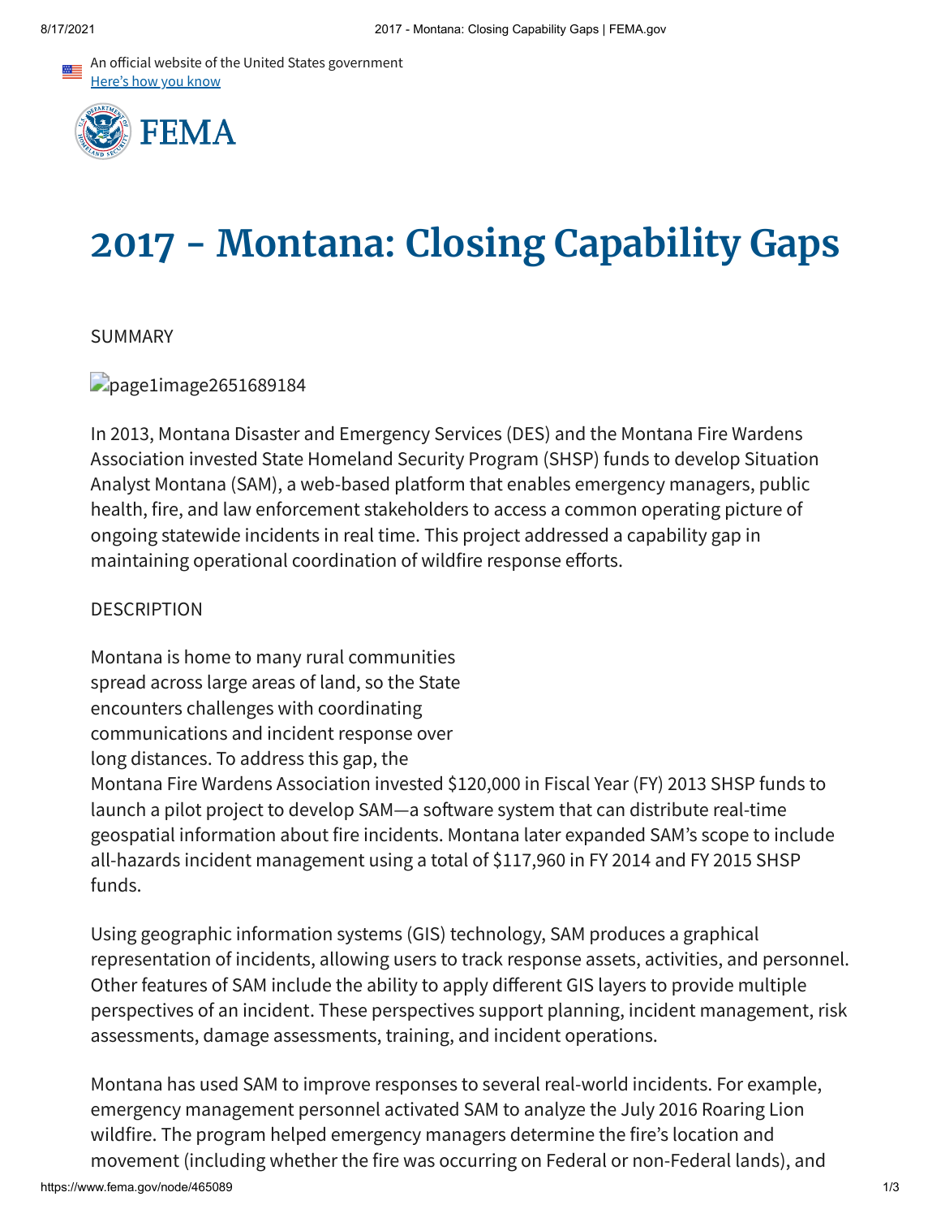An official website of the United States government
Here's how you know

FEMA

# 2017 - Montana: Closing Capability Gaps

SUMMARY

page1image2651689184

In 2013, Montana Disaster and Emergency Services (DES) and the Montana Fire Wardens Association invested State Homeland Security Program (SHSP) funds to develop Situation Analyst Montana (SAM), a web-based platform that enables emergency managers, public health, fire, and law enforcement stakeholders to access a common operating picture of ongoing statewide incidents in real time. This project addressed a capability gap in maintaining operational coordination of wildfire response efforts.

DESCRIPTION

Montana is home to many rural communities spread across large areas of land, so the State encounters challenges with coordinating communications and incident response over long distances. To address this gap, the Montana Fire Wardens Association invested $120,000 in Fiscal Year (FY) 2013 SHSP funds to launch a pilot project to develop SAM—a software system that can distribute real-time geospatial information about fire incidents. Montana later expanded SAM's scope to include all-hazards incident management using a total of $117,960 in FY 2014 and FY 2015 SHSP funds.

Using geographic information systems (GIS) technology, SAM produces a graphical representation of incidents, allowing users to track response assets, activities, and personnel. Other features of SAM include the ability to apply different GIS layers to provide multiple perspectives of an incident. These perspectives support planning, incident management, risk assessments, damage assessments, training, and incident operations.

Montana has used SAM to improve responses to several real-world incidents. For example, emergency management personnel activated SAM to analyze the July 2016 Roaring Lion wildfire. The program helped emergency managers determine the fire's location and movement (including whether the fire was occurring on Federal or non-Federal lands), and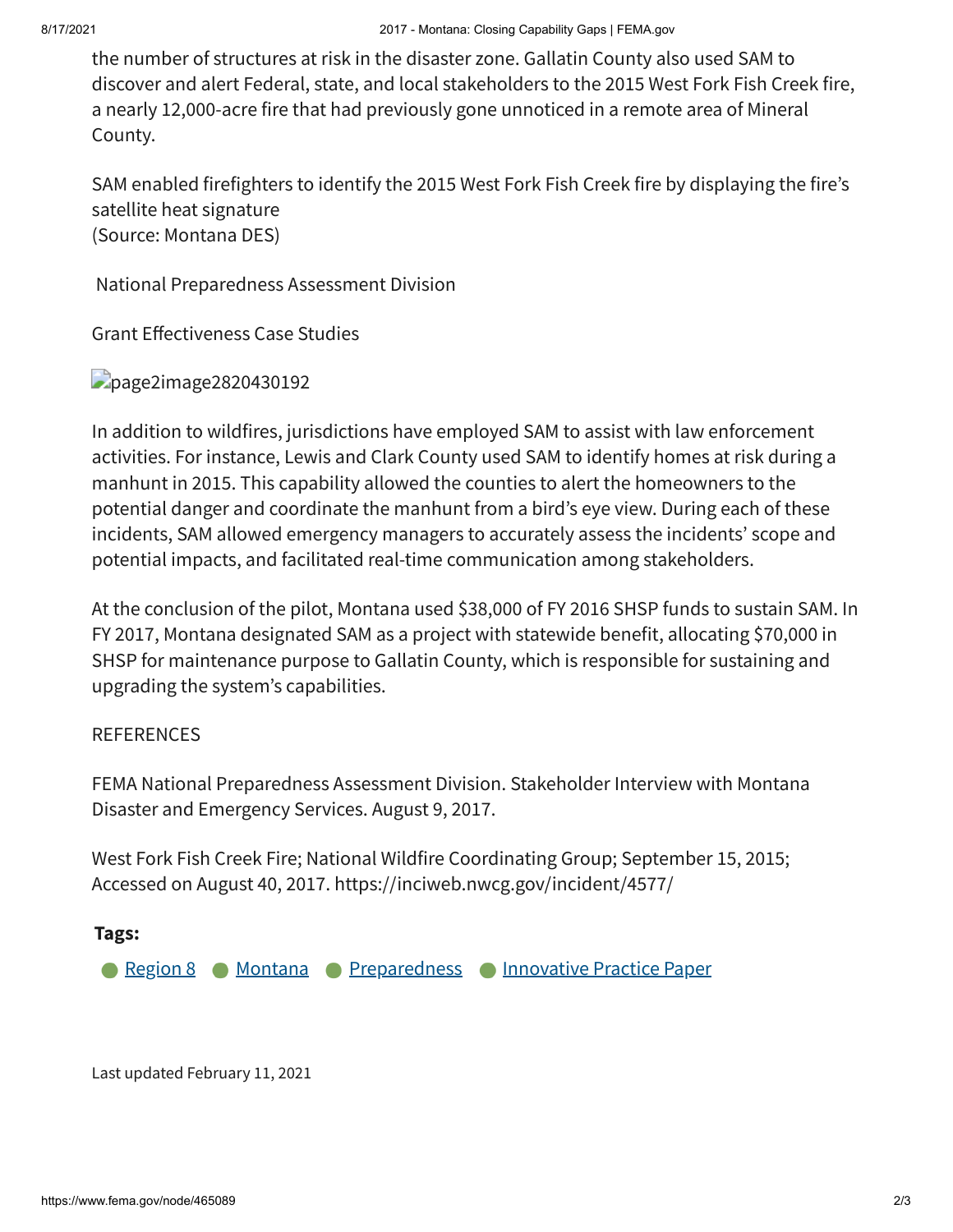the number of structures at risk in the disaster zone. Gallatin County also used SAM to discover and alert Federal, state, and local stakeholders to the 2015 West Fork Fish Creek fire, a nearly 12,000-acre fire that had previously gone unnoticed in a remote area of Mineral County.

SAM enabled firefighters to identify the 2015 West Fork Fish Creek fire by displaying the fire's satellite heat signature
(Source: Montana DES)

National Preparedness Assessment Division

Grant Effectiveness Case Studies

page2image2820430192

In addition to wildfires, jurisdictions have employed SAM to assist with law enforcement activities. For instance, Lewis and Clark County used SAM to identify homes at risk during a manhunt in 2015. This capability allowed the counties to alert the homeowners to the potential danger and coordinate the manhunt from a bird's eye view. During each of these incidents, SAM allowed emergency managers to accurately assess the incidents' scope and potential impacts, and facilitated real-time communication among stakeholders.

At the conclusion of the pilot, Montana used $38,000 of FY 2016 SHSP funds to sustain SAM. In FY 2017, Montana designated SAM as a project with statewide benefit, allocating $70,000 in SHSP for maintenance purpose to Gallatin County, which is responsible for sustaining and upgrading the system's capabilities.

REFERENCES

FEMA National Preparedness Assessment Division. Stakeholder Interview with Montana Disaster and Emergency Services. August 9, 2017.

West Fork Fish Creek Fire; National Wildfire Coordinating Group; September 15, 2015; Accessed on August 40, 2017. https://inciweb.nwcg.gov/incident/4577/

**Tags:**

- Region 8
- Montana
- Preparedness
- Innovative Practice Paper

Last updated February 11, 2021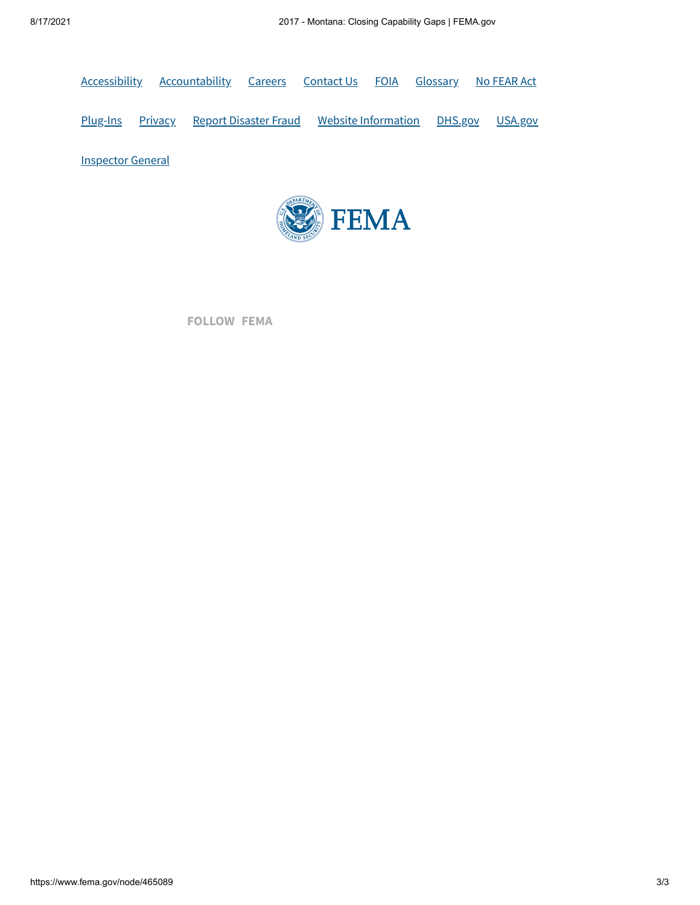Accessibility Accountability Careers Contact Us FOIA Glossary No FEAR Act

Plug-Ins Privacy Report Disaster Fraud Website Information DHS.gov USA.gov

Inspector General

FEMA

FOLLOW FEMA